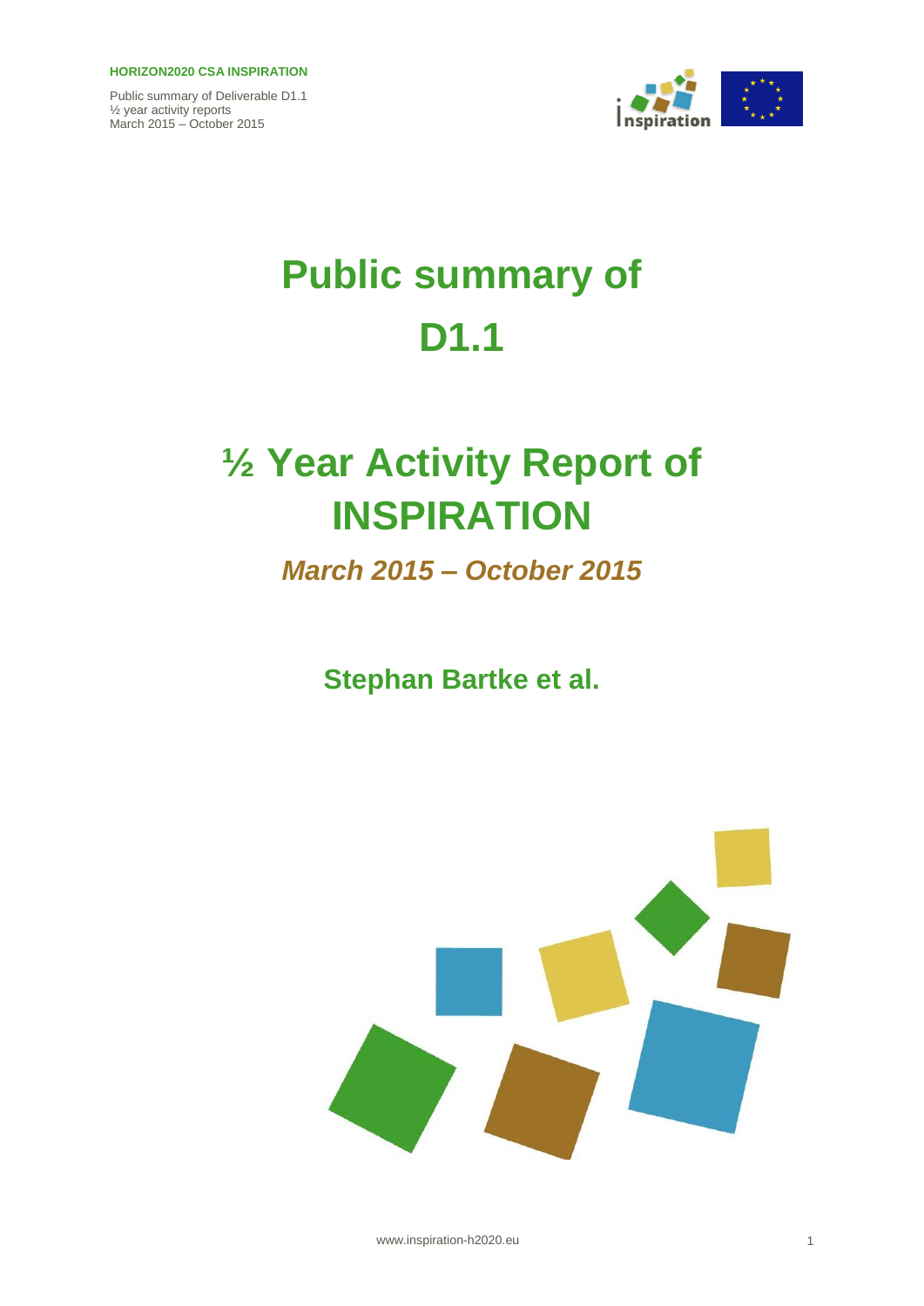# Public summary of D1.1

# ½ Year Activity Report of INSPIRATION

*March 2015 – October 2015*

**Stephan Bartke et al.**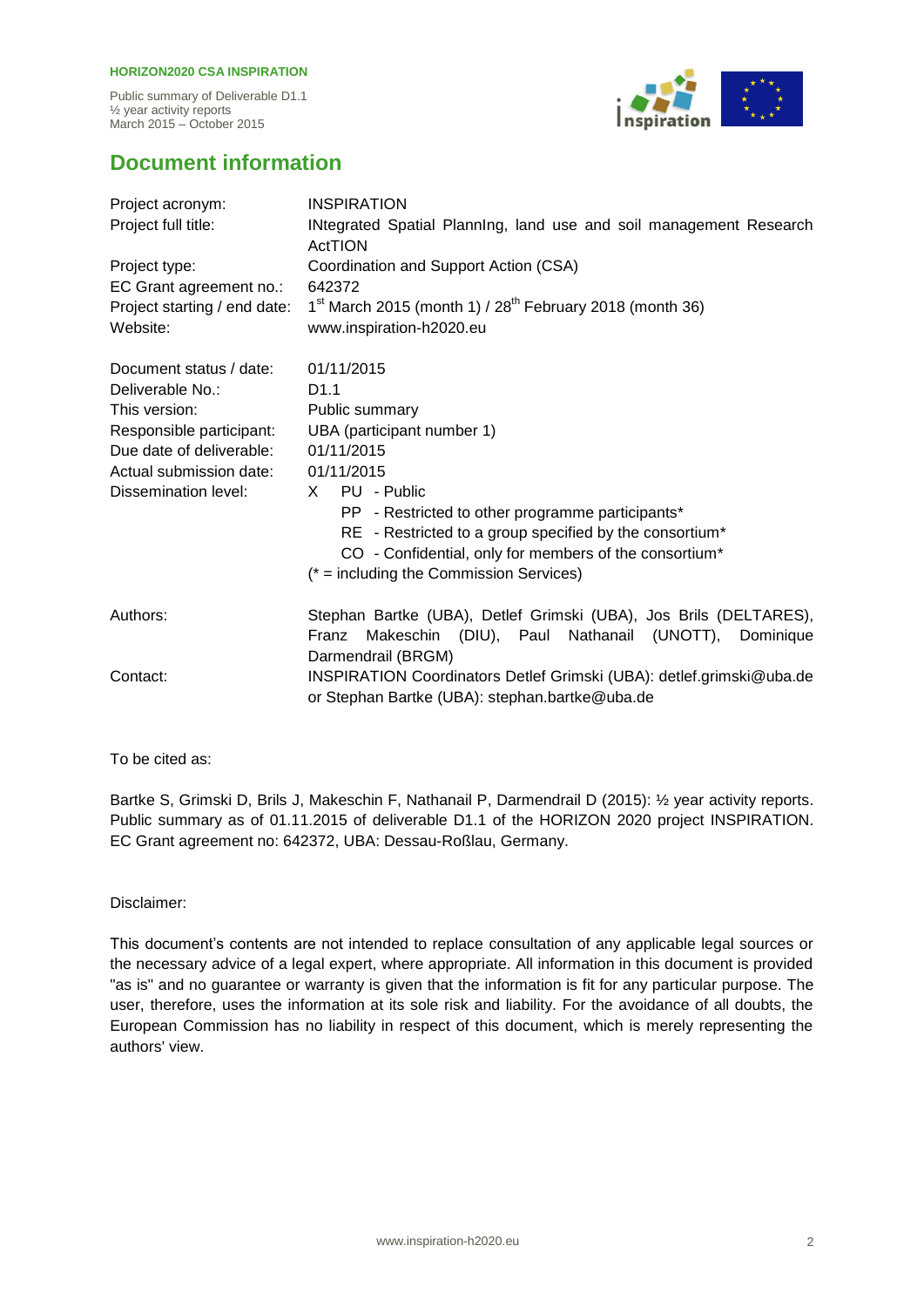# Document information

| | |
|---|---|
| Project acronym: | INSPIRATION |
| Project full title: | INtegrated Spatial PlannIng, land use and soil management Research ActTION |
| Project type: | Coordination and Support Action (CSA) |
| EC Grant agreement no.: | 642372 |
| Project starting / end date: | 1st March 2015 (month 1) / 28th February 2018 (month 36) |
| Website: | www.inspiration-h2020.eu |
| | |
| Document status / date: | 01/11/2015 |
| Deliverable No.: | D1.1 |
| This version: | Public summary |
| Responsible participant: | UBA (participant number 1) |
| Due date of deliverable: | 01/11/2015 |
| Actual submission date: | 01/11/2015 |
| Dissemination level: | X PU - Public<br>PP - Restricted to other programme participants*<br>RE - Restricted to a group specified by the consortium*<br>CO - Confidential, only for members of the consortium*<br>(* = including the Commission Services) |
| | |
| Authors: | Stephan Bartke (UBA), Detlef Grimski (UBA), Jos Brils (DELTARES), Franz Makeschin (DIU), Paul Nathanail (UNOTT), Dominique Darmendrail (BRGM) |
| Contact: | INSPIRATION Coordinators Detlef Grimski (UBA): detlef.grimski@uba.de or Stephan Bartke (UBA): stephan.bartke@uba.de |

To be cited as:

Bartke S, Grimski D, Brils J, Makeschin F, Nathanail P, Darmendrail D (2015): ½ year activity reports. Public summary as of 01.11.2015 of deliverable D1.1 of the HORIZON 2020 project INSPIRATION. EC Grant agreement no: 642372, UBA: Dessau-Roßlau, Germany.

Disclaimer:

This document's contents are not intended to replace consultation of any applicable legal sources or the necessary advice of a legal expert, where appropriate. All information in this document is provided "as is" and no guarantee or warranty is given that the information is fit for any particular purpose. The user, therefore, uses the information at its sole risk and liability. For the avoidance of all doubts, the European Commission has no liability in respect of this document, which is merely representing the authors' view.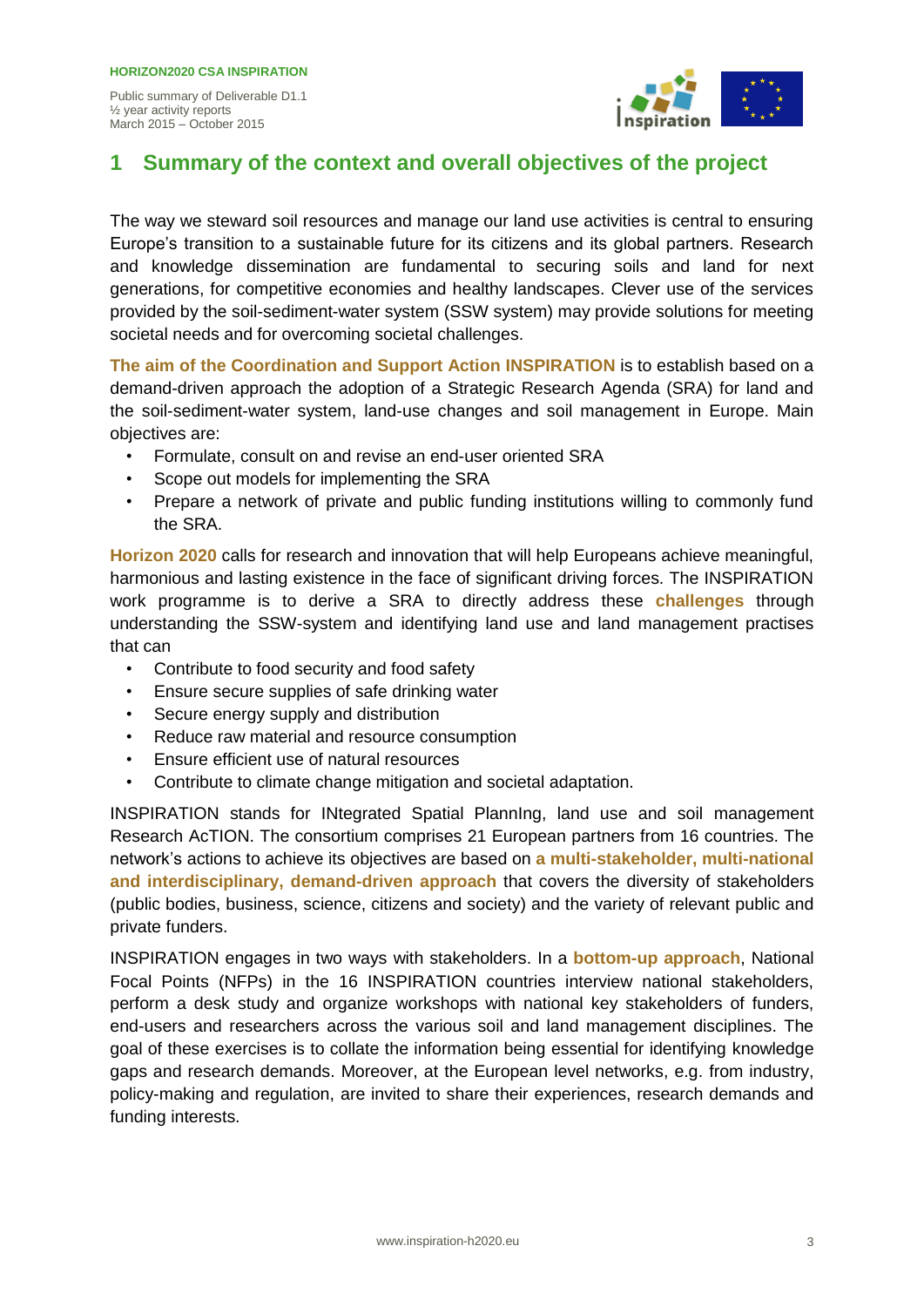# 1 Summary of the context and overall objectives of the project

The way we steward soil resources and manage our land use activities is central to ensuring Europe's transition to a sustainable future for its citizens and its global partners. Research and knowledge dissemination are fundamental to securing soils and land for next generations, for competitive economies and healthy landscapes. Clever use of the services provided by the soil-sediment-water system (SSW system) may provide solutions for meeting societal needs and for overcoming societal challenges.

**The aim of the Coordination and Support Action INSPIRATION** is to establish based on a demand-driven approach the adoption of a Strategic Research Agenda (SRA) for land and the soil-sediment-water system, land-use changes and soil management in Europe. Main objectives are:

- Formulate, consult on and revise an end-user oriented SRA
- Scope out models for implementing the SRA
- Prepare a network of private and public funding institutions willing to commonly fund the SRA.

**Horizon 2020** calls for research and innovation that will help Europeans achieve meaningful, harmonious and lasting existence in the face of significant driving forces. The INSPIRATION work programme is to derive a SRA to directly address these **challenges** through understanding the SSW-system and identifying land use and land management practises that can

- Contribute to food security and food safety
- Ensure secure supplies of safe drinking water
- Secure energy supply and distribution
- Reduce raw material and resource consumption
- Ensure efficient use of natural resources
- Contribute to climate change mitigation and societal adaptation.

INSPIRATION stands for INtegrated Spatial PlannIng, land use and soil management Research AcTION. The consortium comprises 21 European partners from 16 countries. The network's actions to achieve its objectives are based on **a multi-stakeholder, multi-national and interdisciplinary, demand-driven approach** that covers the diversity of stakeholders (public bodies, business, science, citizens and society) and the variety of relevant public and private funders.

INSPIRATION engages in two ways with stakeholders. In a **bottom-up approach**, National Focal Points (NFPs) in the 16 INSPIRATION countries interview national stakeholders, perform a desk study and organize workshops with national key stakeholders of funders, end-users and researchers across the various soil and land management disciplines. The goal of these exercises is to collate the information being essential for identifying knowledge gaps and research demands. Moreover, at the European level networks, e.g. from industry, policy-making and regulation, are invited to share their experiences, research demands and funding interests.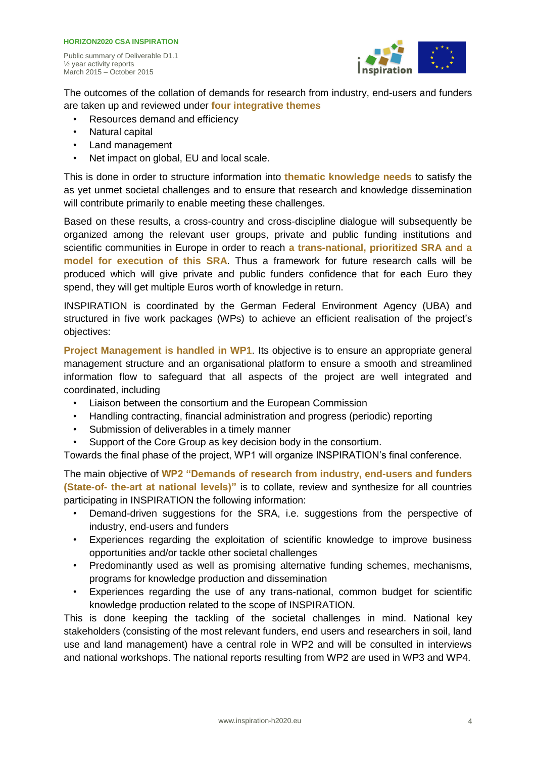The outcomes of the collation of demands for research from industry, end-users and funders are taken up and reviewed under **four integrative themes**

- Resources demand and efficiency
- Natural capital
- Land management
- Net impact on global, EU and local scale.

This is done in order to structure information into **thematic knowledge needs** to satisfy the as yet unmet societal challenges and to ensure that research and knowledge dissemination will contribute primarily to enable meeting these challenges.

Based on these results, a cross-country and cross-discipline dialogue will subsequently be organized among the relevant user groups, private and public funding institutions and scientific communities in Europe in order to reach **a trans-national, prioritized SRA and a model for execution of this SRA**. Thus a framework for future research calls will be produced which will give private and public funders confidence that for each Euro they spend, they will get multiple Euros worth of knowledge in return.

INSPIRATION is coordinated by the German Federal Environment Agency (UBA) and structured in five work packages (WPs) to achieve an efficient realisation of the project's objectives:

**Project Management is handled in WP1**. Its objective is to ensure an appropriate general management structure and an organisational platform to ensure a smooth and streamlined information flow to safeguard that all aspects of the project are well integrated and coordinated, including

- Liaison between the consortium and the European Commission
- Handling contracting, financial administration and progress (periodic) reporting
- Submission of deliverables in a timely manner
- Support of the Core Group as key decision body in the consortium.

Towards the final phase of the project, WP1 will organize INSPIRATION's final conference.

The main objective of **WP2 "Demands of research from industry, end-users and funders (State-of- the-art at national levels)"** is to collate, review and synthesize for all countries participating in INSPIRATION the following information:

- Demand-driven suggestions for the SRA, i.e. suggestions from the perspective of industry, end-users and funders
- Experiences regarding the exploitation of scientific knowledge to improve business opportunities and/or tackle other societal challenges
- Predominantly used as well as promising alternative funding schemes, mechanisms, programs for knowledge production and dissemination
- Experiences regarding the use of any trans-national, common budget for scientific knowledge production related to the scope of INSPIRATION.

This is done keeping the tackling of the societal challenges in mind. National key stakeholders (consisting of the most relevant funders, end users and researchers in soil, land use and land management) have a central role in WP2 and will be consulted in interviews and national workshops. The national reports resulting from WP2 are used in WP3 and WP4.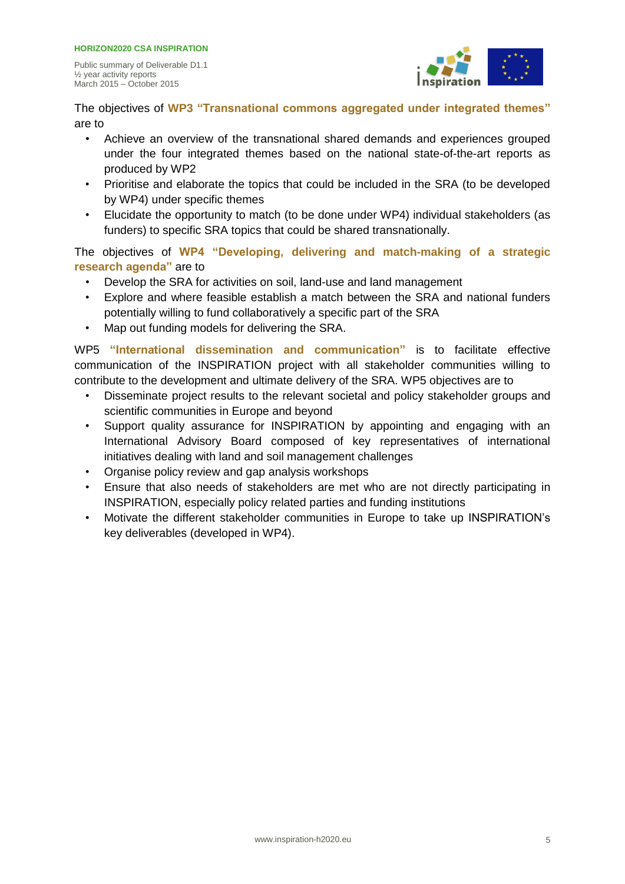The objectives of **WP3 "Transnational commons aggregated under integrated themes"** are to

- Achieve an overview of the transnational shared demands and experiences grouped under the four integrated themes based on the national state-of-the-art reports as produced by WP2
- Prioritise and elaborate the topics that could be included in the SRA (to be developed by WP4) under specific themes
- Elucidate the opportunity to match (to be done under WP4) individual stakeholders (as funders) to specific SRA topics that could be shared transnationally.

The objectives of **WP4 "Developing, delivering and match-making of a strategic research agenda"** are to

- Develop the SRA for activities on soil, land-use and land management
- Explore and where feasible establish a match between the SRA and national funders potentially willing to fund collaboratively a specific part of the SRA
- Map out funding models for delivering the SRA.

WP5 **"International dissemination and communication"** is to facilitate effective communication of the INSPIRATION project with all stakeholder communities willing to contribute to the development and ultimate delivery of the SRA. WP5 objectives are to

- Disseminate project results to the relevant societal and policy stakeholder groups and scientific communities in Europe and beyond
- Support quality assurance for INSPIRATION by appointing and engaging with an International Advisory Board composed of key representatives of international initiatives dealing with land and soil management challenges
- Organise policy review and gap analysis workshops
- Ensure that also needs of stakeholders are met who are not directly participating in INSPIRATION, especially policy related parties and funding institutions
- Motivate the different stakeholder communities in Europe to take up INSPIRATION's key deliverables (developed in WP4).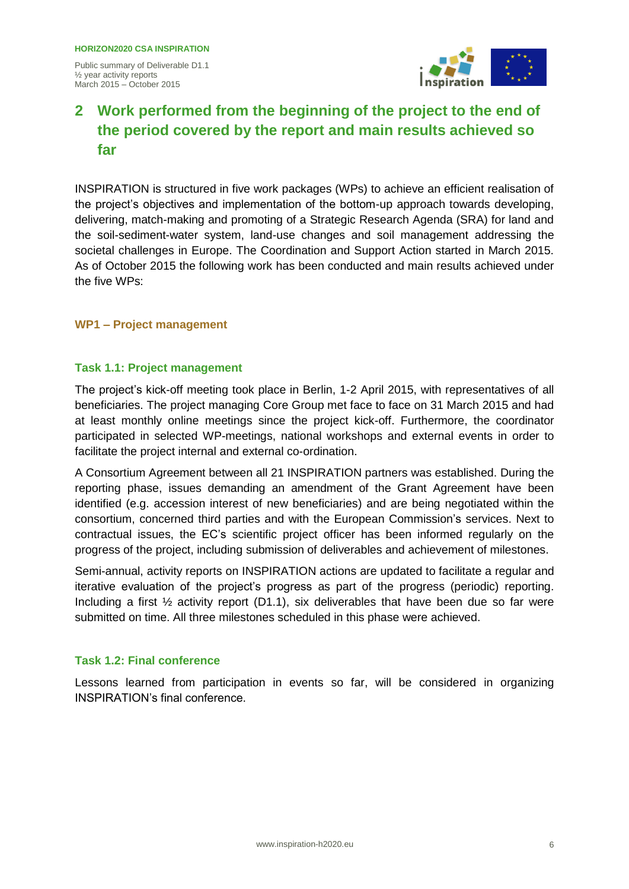# 2 Work performed from the beginning of the project to the end of the period covered by the report and main results achieved so far

INSPIRATION is structured in five work packages (WPs) to achieve an efficient realisation of the project's objectives and implementation of the bottom-up approach towards developing, delivering, match-making and promoting of a Strategic Research Agenda (SRA) for land and the soil-sediment-water system, land-use changes and soil management addressing the societal challenges in Europe. The Coordination and Support Action started in March 2015. As of October 2015 the following work has been conducted and main results achieved under the five WPs:

### WP1 – Project management

#### Task 1.1: Project management

The project's kick-off meeting took place in Berlin, 1-2 April 2015, with representatives of all beneficiaries. The project managing Core Group met face to face on 31 March 2015 and had at least monthly online meetings since the project kick-off. Furthermore, the coordinator participated in selected WP-meetings, national workshops and external events in order to facilitate the project internal and external co-ordination.

A Consortium Agreement between all 21 INSPIRATION partners was established. During the reporting phase, issues demanding an amendment of the Grant Agreement have been identified (e.g. accession interest of new beneficiaries) and are being negotiated within the consortium, concerned third parties and with the European Commission's services. Next to contractual issues, the EC's scientific project officer has been informed regularly on the progress of the project, including submission of deliverables and achievement of milestones.

Semi-annual, activity reports on INSPIRATION actions are updated to facilitate a regular and iterative evaluation of the project's progress as part of the progress (periodic) reporting. Including a first ½ activity report (D1.1), six deliverables that have been due so far were submitted on time. All three milestones scheduled in this phase were achieved.

#### Task 1.2: Final conference

Lessons learned from participation in events so far, will be considered in organizing INSPIRATION's final conference.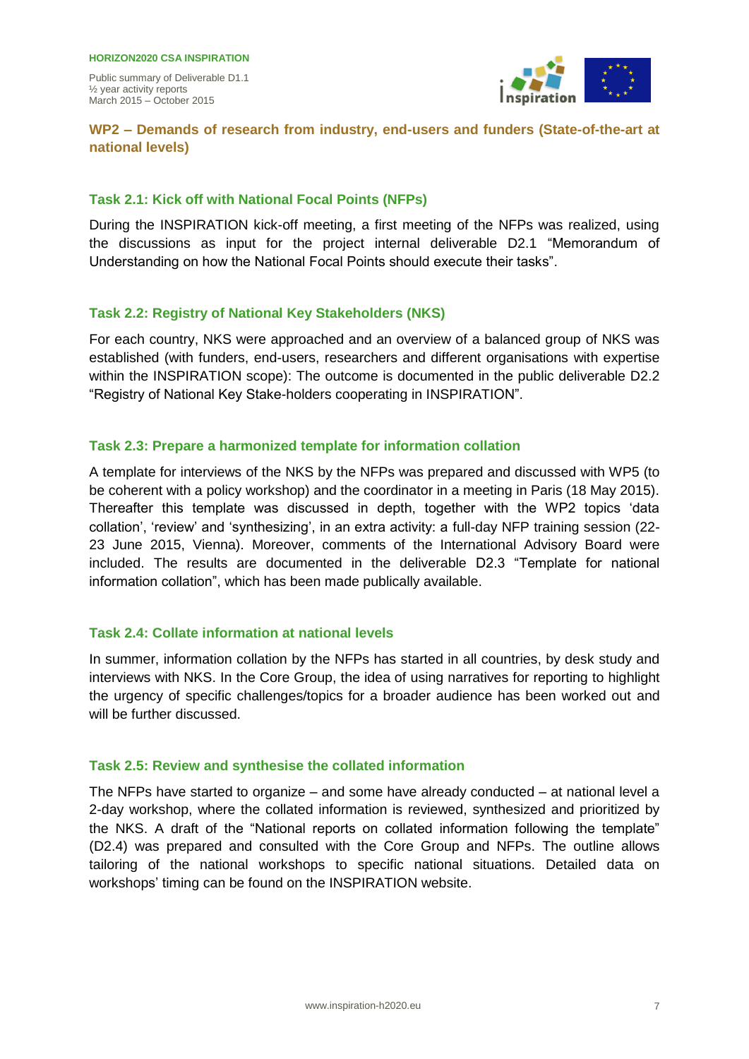## WP2 – Demands of research from industry, end-users and funders (State-of-the-art at national levels)

### Task 2.1: Kick off with National Focal Points (NFPs)

During the INSPIRATION kick-off meeting, a first meeting of the NFPs was realized, using the discussions as input for the project internal deliverable D2.1 "Memorandum of Understanding on how the National Focal Points should execute their tasks".

### Task 2.2: Registry of National Key Stakeholders (NKS)

For each country, NKS were approached and an overview of a balanced group of NKS was established (with funders, end-users, researchers and different organisations with expertise within the INSPIRATION scope): The outcome is documented in the public deliverable D2.2 "Registry of National Key Stake-holders cooperating in INSPIRATION".

### Task 2.3: Prepare a harmonized template for information collation

A template for interviews of the NKS by the NFPs was prepared and discussed with WP5 (to be coherent with a policy workshop) and the coordinator in a meeting in Paris (18 May 2015). Thereafter this template was discussed in depth, together with the WP2 topics 'data collation', 'review' and 'synthesizing', in an extra activity: a full-day NFP training session (22-23 June 2015, Vienna). Moreover, comments of the International Advisory Board were included. The results are documented in the deliverable D2.3 "Template for national information collation", which has been made publically available.

### Task 2.4: Collate information at national levels

In summer, information collation by the NFPs has started in all countries, by desk study and interviews with NKS. In the Core Group, the idea of using narratives for reporting to highlight the urgency of specific challenges/topics for a broader audience has been worked out and will be further discussed.

### Task 2.5: Review and synthesise the collated information

The NFPs have started to organize – and some have already conducted – at national level a 2-day workshop, where the collated information is reviewed, synthesized and prioritized by the NKS. A draft of the "National reports on collated information following the template" (D2.4) was prepared and consulted with the Core Group and NFPs. The outline allows tailoring of the national workshops to specific national situations. Detailed data on workshops' timing can be found on the INSPIRATION website.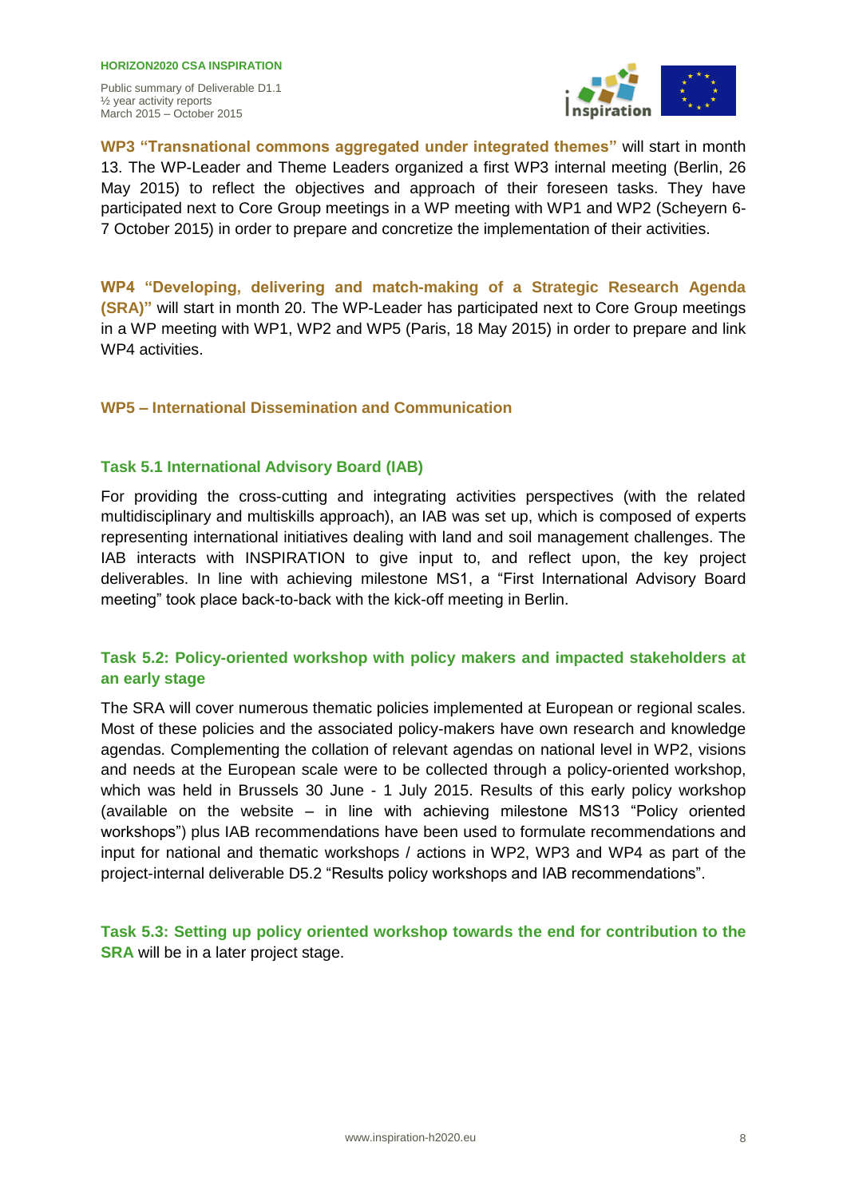**WP3 "Transnational commons aggregated under integrated themes"** will start in month 13. The WP-Leader and Theme Leaders organized a first WP3 internal meeting (Berlin, 26 May 2015) to reflect the objectives and approach of their foreseen tasks. They have participated next to Core Group meetings in a WP meeting with WP1 and WP2 (Scheyern 6-7 October 2015) in order to prepare and concretize the implementation of their activities.

**WP4 "Developing, delivering and match-making of a Strategic Research Agenda (SRA)"** will start in month 20. The WP-Leader has participated next to Core Group meetings in a WP meeting with WP1, WP2 and WP5 (Paris, 18 May 2015) in order to prepare and link WP4 activities.

## WP5 – International Dissemination and Communication

### Task 5.1 International Advisory Board (IAB)

For providing the cross-cutting and integrating activities perspectives (with the related multidisciplinary and multiskills approach), an IAB was set up, which is composed of experts representing international initiatives dealing with land and soil management challenges. The IAB interacts with INSPIRATION to give input to, and reflect upon, the key project deliverables. In line with achieving milestone MS1, a "First International Advisory Board meeting" took place back-to-back with the kick-off meeting in Berlin.

### Task 5.2: Policy-oriented workshop with policy makers and impacted stakeholders at an early stage

The SRA will cover numerous thematic policies implemented at European or regional scales. Most of these policies and the associated policy-makers have own research and knowledge agendas. Complementing the collation of relevant agendas on national level in WP2, visions and needs at the European scale were to be collected through a policy-oriented workshop, which was held in Brussels 30 June - 1 July 2015. Results of this early policy workshop (available on the website – in line with achieving milestone MS13 "Policy oriented workshops") plus IAB recommendations have been used to formulate recommendations and input for national and thematic workshops / actions in WP2, WP3 and WP4 as part of the project-internal deliverable D5.2 "Results policy workshops and IAB recommendations".

**Task 5.3: Setting up policy oriented workshop towards the end for contribution to the SRA** will be in a later project stage.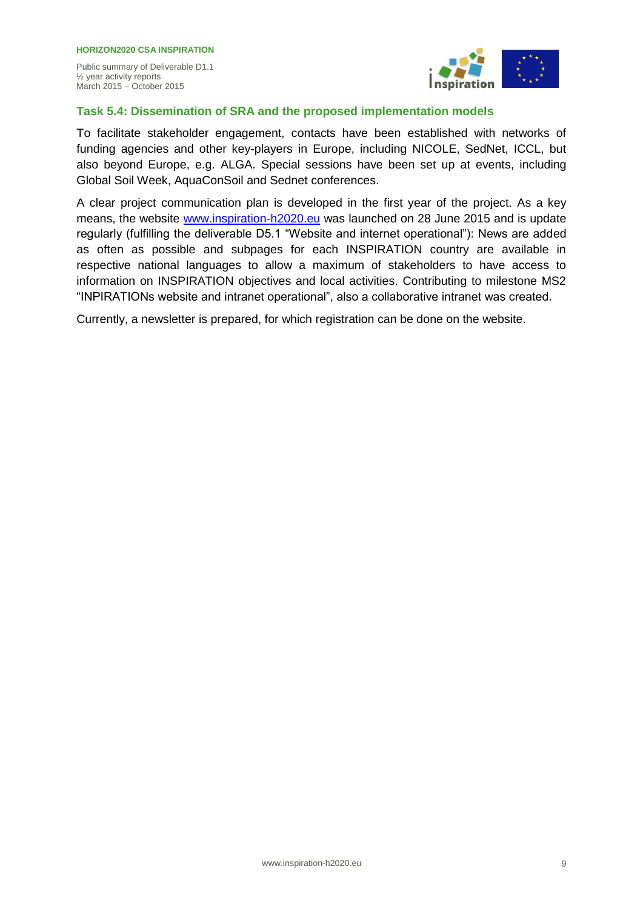### Task 5.4: Dissemination of SRA and the proposed implementation models

To facilitate stakeholder engagement, contacts have been established with networks of funding agencies and other key-players in Europe, including NICOLE, SedNet, ICCL, but also beyond Europe, e.g. ALGA. Special sessions have been set up at events, including Global Soil Week, AquaConSoil and Sednet conferences.

A clear project communication plan is developed in the first year of the project. As a key means, the website www.inspiration-h2020.eu was launched on 28 June 2015 and is update regularly (fulfilling the deliverable D5.1 "Website and internet operational"): News are added as often as possible and subpages for each INSPIRATION country are available in respective national languages to allow a maximum of stakeholders to have access to information on INSPIRATION objectives and local activities. Contributing to milestone MS2 "INPIRATIONs website and intranet operational", also a collaborative intranet was created.

Currently, a newsletter is prepared, for which registration can be done on the website.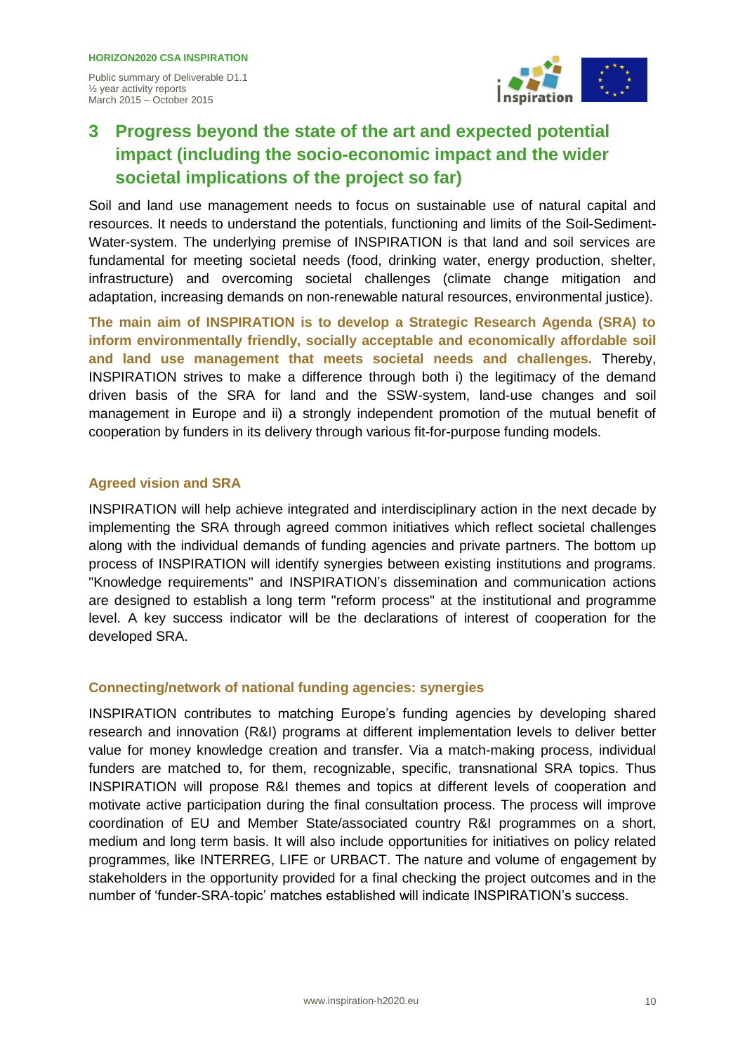## 3 Progress beyond the state of the art and expected potential impact (including the socio-economic impact and the wider societal implications of the project so far)

Soil and land use management needs to focus on sustainable use of natural capital and resources. It needs to understand the potentials, functioning and limits of the Soil-Sediment-Water-system. The underlying premise of INSPIRATION is that land and soil services are fundamental for meeting societal needs (food, drinking water, energy production, shelter, infrastructure) and overcoming societal challenges (climate change mitigation and adaptation, increasing demands on non-renewable natural resources, environmental justice).

**The main aim of INSPIRATION is to develop a Strategic Research Agenda (SRA) to inform environmentally friendly, socially acceptable and economically affordable soil and land use management that meets societal needs and challenges.** Thereby, INSPIRATION strives to make a difference through both i) the legitimacy of the demand driven basis of the SRA for land and the SSW-system, land-use changes and soil management in Europe and ii) a strongly independent promotion of the mutual benefit of cooperation by funders in its delivery through various fit-for-purpose funding models.

### Agreed vision and SRA

INSPIRATION will help achieve integrated and interdisciplinary action in the next decade by implementing the SRA through agreed common initiatives which reflect societal challenges along with the individual demands of funding agencies and private partners. The bottom up process of INSPIRATION will identify synergies between existing institutions and programs. "Knowledge requirements" and INSPIRATION's dissemination and communication actions are designed to establish a long term "reform process" at the institutional and programme level. A key success indicator will be the declarations of interest of cooperation for the developed SRA.

### Connecting/network of national funding agencies: synergies

INSPIRATION contributes to matching Europe's funding agencies by developing shared research and innovation (R&I) programs at different implementation levels to deliver better value for money knowledge creation and transfer. Via a match-making process, individual funders are matched to, for them, recognizable, specific, transnational SRA topics. Thus INSPIRATION will propose R&I themes and topics at different levels of cooperation and motivate active participation during the final consultation process. The process will improve coordination of EU and Member State/associated country R&I programmes on a short, medium and long term basis. It will also include opportunities for initiatives on policy related programmes, like INTERREG, LIFE or URBACT. The nature and volume of engagement by stakeholders in the opportunity provided for a final checking the project outcomes and in the number of 'funder-SRA-topic' matches established will indicate INSPIRATION's success.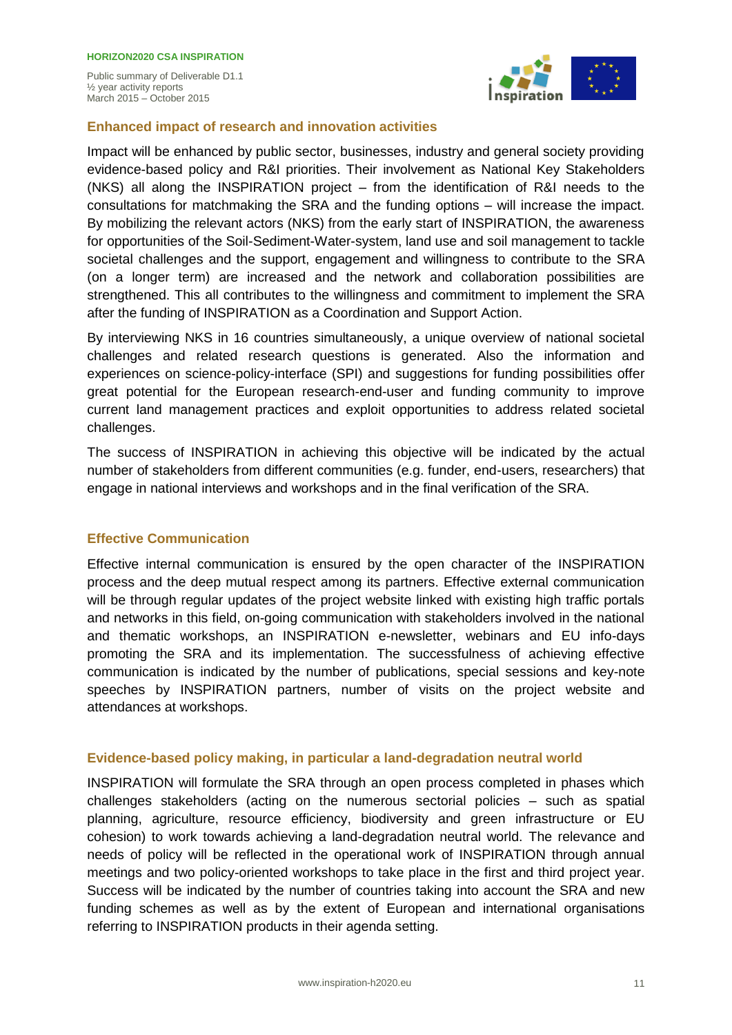## Enhanced impact of research and innovation activities

Impact will be enhanced by public sector, businesses, industry and general society providing evidence-based policy and R&I priorities. Their involvement as National Key Stakeholders (NKS) all along the INSPIRATION project – from the identification of R&I needs to the consultations for matchmaking the SRA and the funding options – will increase the impact. By mobilizing the relevant actors (NKS) from the early start of INSPIRATION, the awareness for opportunities of the Soil-Sediment-Water-system, land use and soil management to tackle societal challenges and the support, engagement and willingness to contribute to the SRA (on a longer term) are increased and the network and collaboration possibilities are strengthened. This all contributes to the willingness and commitment to implement the SRA after the funding of INSPIRATION as a Coordination and Support Action.

By interviewing NKS in 16 countries simultaneously, a unique overview of national societal challenges and related research questions is generated. Also the information and experiences on science-policy-interface (SPI) and suggestions for funding possibilities offer great potential for the European research-end-user and funding community to improve current land management practices and exploit opportunities to address related societal challenges.

The success of INSPIRATION in achieving this objective will be indicated by the actual number of stakeholders from different communities (e.g. funder, end-users, researchers) that engage in national interviews and workshops and in the final verification of the SRA.

## Effective Communication

Effective internal communication is ensured by the open character of the INSPIRATION process and the deep mutual respect among its partners. Effective external communication will be through regular updates of the project website linked with existing high traffic portals and networks in this field, on-going communication with stakeholders involved in the national and thematic workshops, an INSPIRATION e-newsletter, webinars and EU info-days promoting the SRA and its implementation. The successfulness of achieving effective communication is indicated by the number of publications, special sessions and key-note speeches by INSPIRATION partners, number of visits on the project website and attendances at workshops.

## Evidence-based policy making, in particular a land-degradation neutral world

INSPIRATION will formulate the SRA through an open process completed in phases which challenges stakeholders (acting on the numerous sectorial policies – such as spatial planning, agriculture, resource efficiency, biodiversity and green infrastructure or EU cohesion) to work towards achieving a land-degradation neutral world. The relevance and needs of policy will be reflected in the operational work of INSPIRATION through annual meetings and two policy-oriented workshops to take place in the first and third project year. Success will be indicated by the number of countries taking into account the SRA and new funding schemes as well as by the extent of European and international organisations referring to INSPIRATION products in their agenda setting.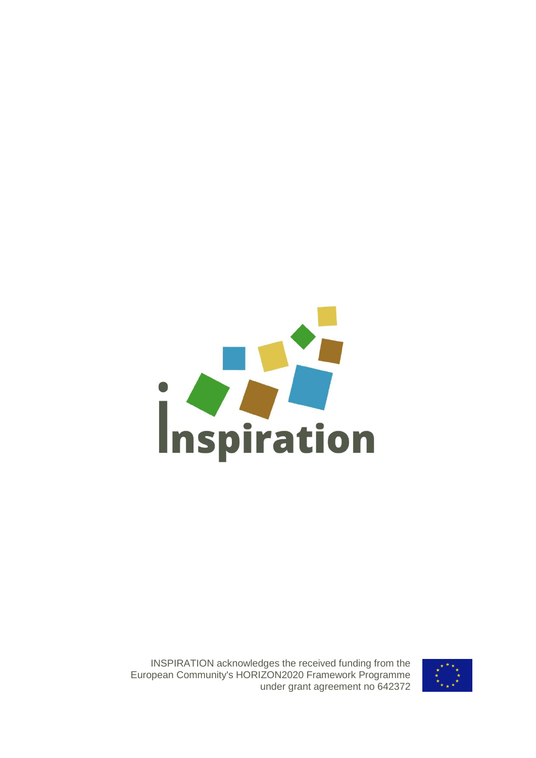Inspiration

INSPIRATION acknowledges the received funding from the European Community's HORIZON2020 Framework Programme under grant agreement no 642372